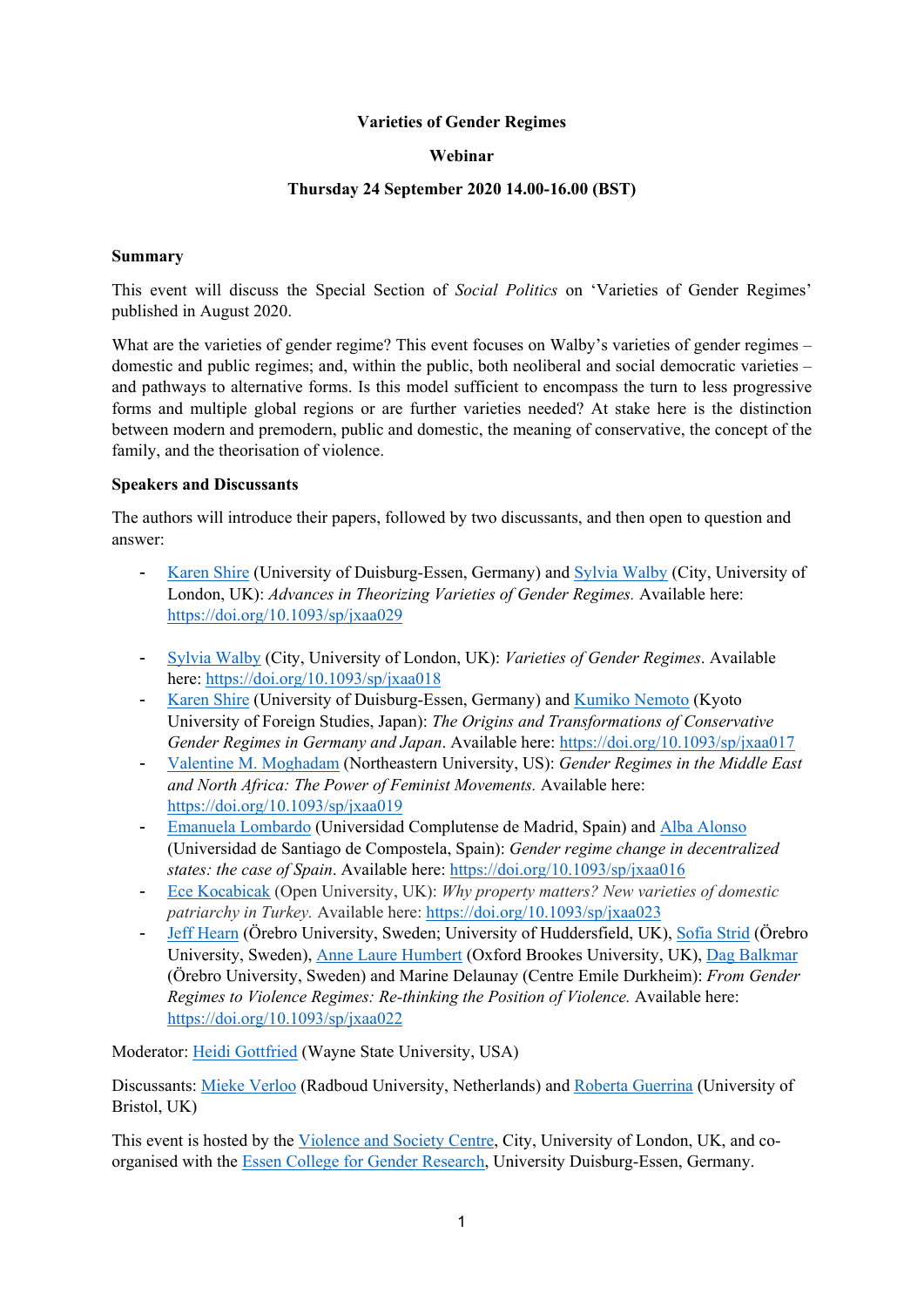**Varieties of Gender Regimes**

**Webinar**

**Thursday 24 September 2020 14.00-16.00 (BST)**

**Summary**

This event will discuss the Special Section of *Social Politics* on 'Varieties of Gender Regimes' published in August 2020.

What are the varieties of gender regime? This event focuses on Walby's varieties of gender regimes – domestic and public regimes; and, within the public, both neoliberal and social democratic varieties – and pathways to alternative forms. Is this model sufficient to encompass the turn to less progressive forms and multiple global regions or are further varieties needed? At stake here is the distinction between modern and premodern, public and domestic, the meaning of conservative, the concept of the family, and the theorisation of violence.

**Speakers and Discussants**

The authors will introduce their papers, followed by two discussants, and then open to question and answer:

- Karen Shire (University of Duisburg-Essen, Germany) and Sylvia Walby (City, University of London, UK): *Advances in Theorizing Varieties of Gender Regimes.* Available here: https://doi.org/10.1093/sp/jxaa029

- Sylvia Walby (City, University of London, UK): *Varieties of Gender Regimes*. Available here: https://doi.org/10.1093/sp/jxaa018
- Karen Shire (University of Duisburg-Essen, Germany) and Kumiko Nemoto (Kyoto University of Foreign Studies, Japan): *The Origins and Transformations of Conservative Gender Regimes in Germany and Japan*. Available here: https://doi.org/10.1093/sp/jxaa017
- Valentine M. Moghadam (Northeastern University, US): *Gender Regimes in the Middle East and North Africa: The Power of Feminist Movements.* Available here: https://doi.org/10.1093/sp/jxaa019
- Emanuela Lombardo (Universidad Complutense de Madrid, Spain) and Alba Alonso (Universidad de Santiago de Compostela, Spain): *Gender regime change in decentralized states: the case of Spain*. Available here: https://doi.org/10.1093/sp/jxaa016
- Ece Kocabicak (Open University, UK): *Why property matters? New varieties of domestic patriarchy in Turkey.* Available here: https://doi.org/10.1093/sp/jxaa023
- Jeff Hearn (Örebro University, Sweden; University of Huddersfield, UK), Sofia Strid (Örebro University, Sweden), Anne Laure Humbert (Oxford Brookes University, UK), Dag Balkmar (Örebro University, Sweden) and Marine Delaunay (Centre Emile Durkheim): *From Gender Regimes to Violence Regimes: Re-thinking the Position of Violence.* Available here: https://doi.org/10.1093/sp/jxaa022

Moderator: Heidi Gottfried (Wayne State University, USA)

Discussants: Mieke Verloo (Radboud University, Netherlands) and Roberta Guerrina (University of Bristol, UK)

This event is hosted by the Violence and Society Centre, City, University of London, UK, and co-organised with the Essen College for Gender Research, University Duisburg-Essen, Germany.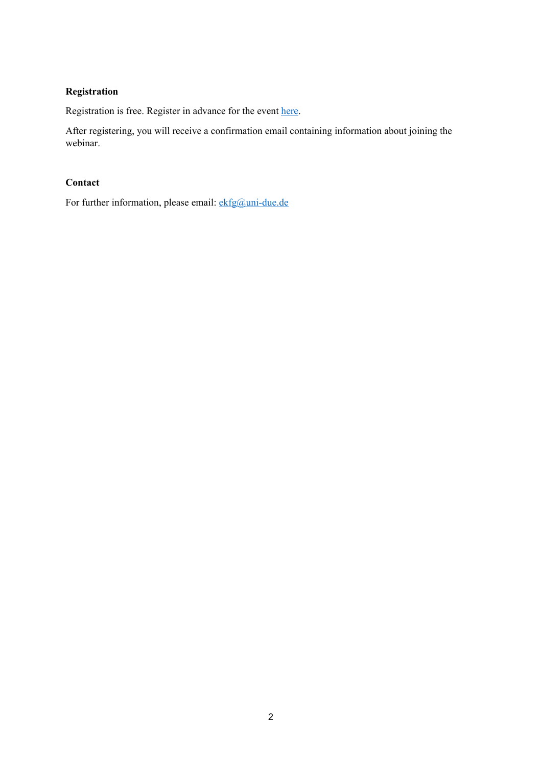**Registration**

Registration is free. Register in advance for the event here.

After registering, you will receive a confirmation email containing information about joining the webinar.

**Contact**

For further information, please email: ekfg@uni-due.de